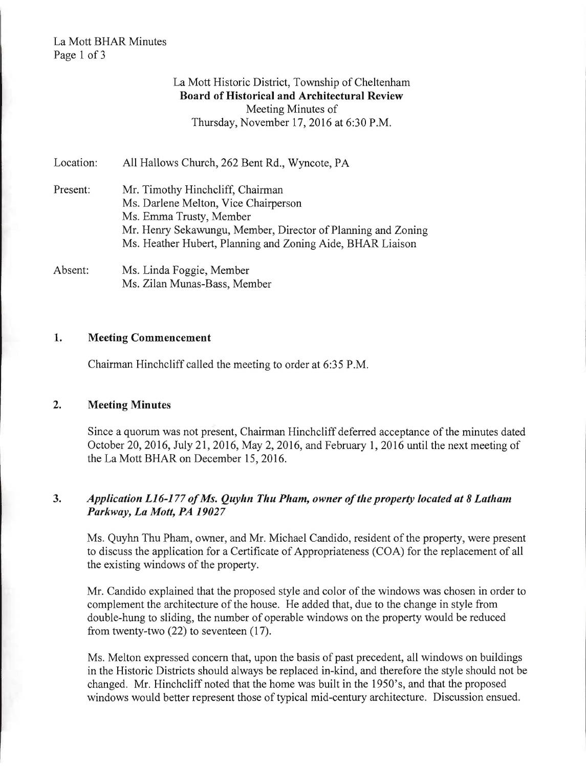La Mott Historic District, Township of Cheltenham
**Board of Historical and Architectural Review**
Meeting Minutes of
Thursday, November 17, 2016 at 6:30 P.M.

Location: All Hallows Church, 262 Bent Rd., Wyncote, PA

Present: Mr. Timothy Hinchcliff, Chairman
Ms. Darlene Melton, Vice Chairperson
Ms. Emma Trusty, Member
Mr. Henry Sekawungu, Member, Director of Planning and Zoning
Ms. Heather Hubert, Planning and Zoning Aide, BHAR Liaison

Absent: Ms. Linda Foggie, Member
Ms. Zilan Munas-Bass, Member

## 1. Meeting Commencement

Chairman Hinchcliff called the meeting to order at 6:35 P.M.

## 2. Meeting Minutes

Since a quorum was not present, Chairman Hinchcliff deferred acceptance of the minutes dated October 20, 2016, July 21, 2016, May 2, 2016, and February 1, 2016 until the next meeting of the La Mott BHAR on December 15, 2016.

## 3. *Application L16-177 of Ms. Quyhn Thu Pham, owner of the property located at 8 Latham Parkway, La Mott, PA 19027*

Ms. Quyhn Thu Pham, owner, and Mr. Michael Candido, resident of the property, were present to discuss the application for a Certificate of Appropriateness (COA) for the replacement of all the existing windows of the property.

Mr. Candido explained that the proposed style and color of the windows was chosen in order to complement the architecture of the house. He added that, due to the change in style from double-hung to sliding, the number of operable windows on the property would be reduced from twenty-two (22) to seventeen (17).

Ms. Melton expressed concern that, upon the basis of past precedent, all windows on buildings in the Historic Districts should always be replaced in-kind, and therefore the style should not be changed. Mr. Hinchcliff noted that the home was built in the 1950's, and that the proposed windows would better represent those of typical mid-century architecture. Discussion ensued.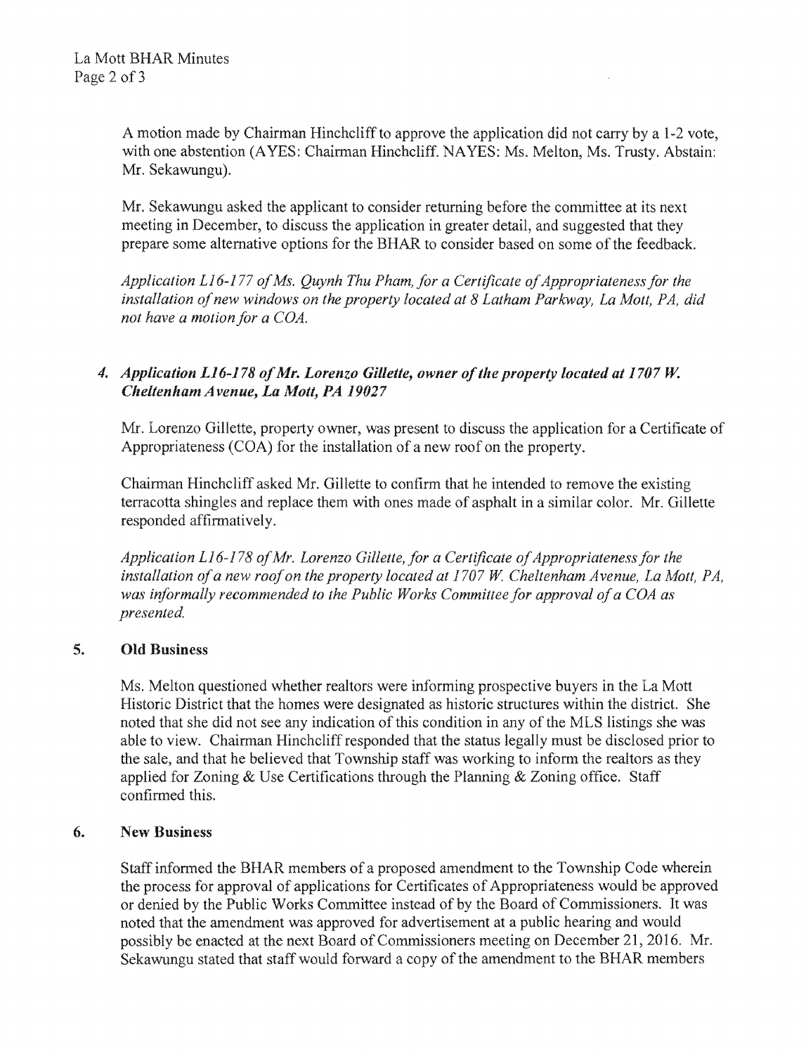A motion made by Chairman Hinchcliff to approve the application did not carry by a 1-2 vote, with one abstention (AYES: Chairman Hinchcliff. NAYES: Ms. Melton, Ms. Trusty. Abstain: Mr. Sekawungu).

Mr. Sekawungu asked the applicant to consider returning before the committee at its next meeting in December, to discuss the application in greater detail, and suggested that they prepare some alternative options for the BHAR to consider based on some of the feedback.

*Application L16-177 of Ms. Quynh Thu Pham, for a Certificate of Appropriateness for the installation of new windows on the property located at 8 Latham Parkway, La Mott, PA, did not have a motion for a COA.*

### *4. Application L16-178 of Mr. Lorenzo Gillette, owner of the property located at 1707 W. Cheltenham Avenue, La Mott, PA 19027*

Mr. Lorenzo Gillette, property owner, was present to discuss the application for a Certificate of Appropriateness (COA) for the installation of a new roof on the property.

Chairman Hinchcliff asked Mr. Gillette to confirm that he intended to remove the existing terracotta shingles and replace them with ones made of asphalt in a similar color. Mr. Gillette responded affirmatively.

*Application L16-178 of Mr. Lorenzo Gillette, for a Certificate of Appropriateness for the installation of a new roof on the property located at 1707 W. Cheltenham Avenue, La Mott, PA, was informally recommended to the Public Works Committee for approval of a COA as presented.*

## 5. Old Business

Ms. Melton questioned whether realtors were informing prospective buyers in the La Mott Historic District that the homes were designated as historic structures within the district. She noted that she did not see any indication of this condition in any of the MLS listings she was able to view. Chairman Hinchcliff responded that the status legally must be disclosed prior to the sale, and that he believed that Township staff was working to inform the realtors as they applied for Zoning & Use Certifications through the Planning & Zoning office. Staff confirmed this.

## 6. New Business

Staff informed the BHAR members of a proposed amendment to the Township Code wherein the process for approval of applications for Certificates of Appropriateness would be approved or denied by the Public Works Committee instead of by the Board of Commissioners. It was noted that the amendment was approved for advertisement at a public hearing and would possibly be enacted at the next Board of Commissioners meeting on December 21, 2016. Mr. Sekawungu stated that staff would forward a copy of the amendment to the BHAR members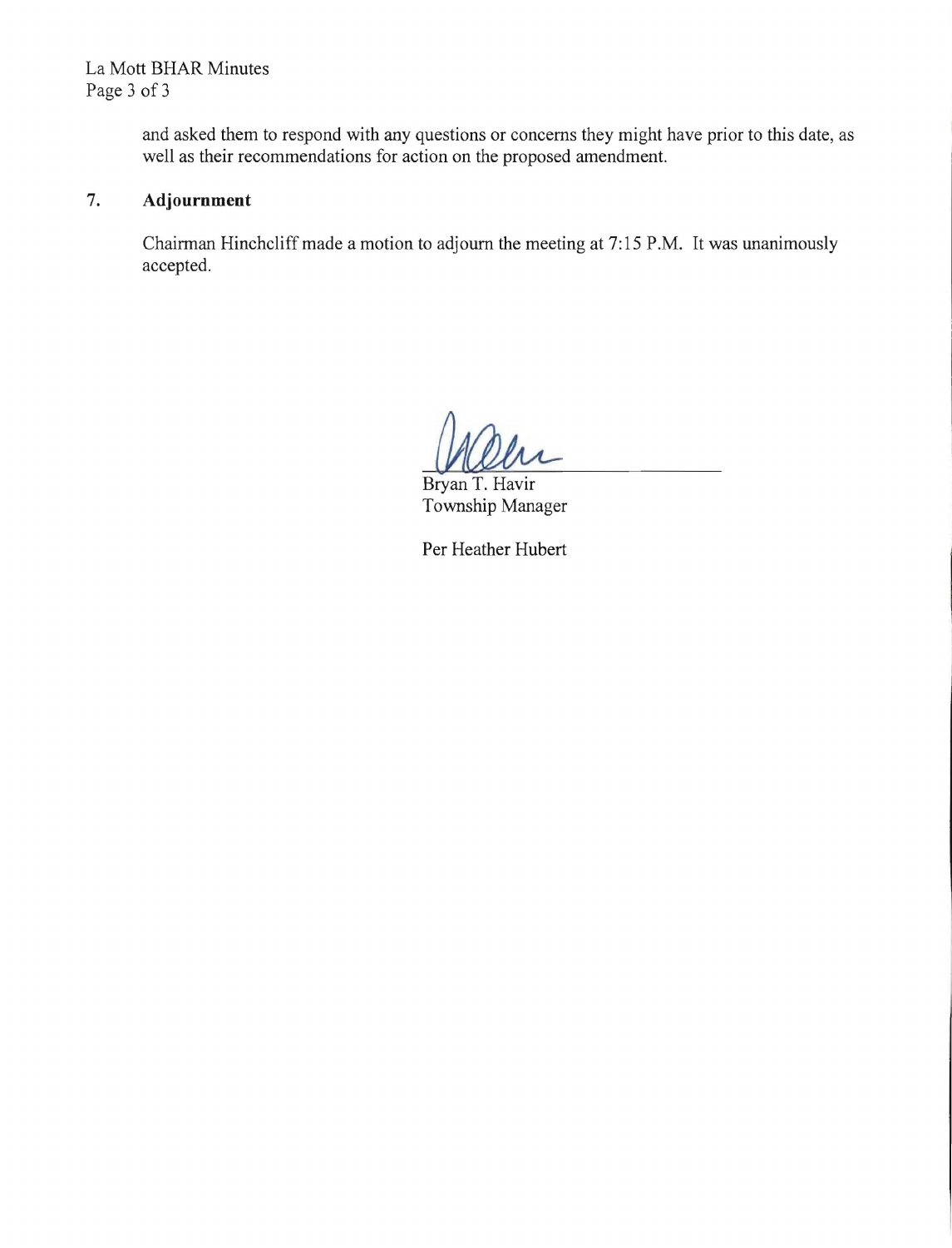and asked them to respond with any questions or concerns they might have prior to this date, as well as their recommendations for action on the proposed amendment.

## 7. Adjournment

Chairman Hinchcliff made a motion to adjourn the meeting at 7:15 P.M. It was unanimously accepted.

Bryan T. Havir
Township Manager

Per Heather Hubert